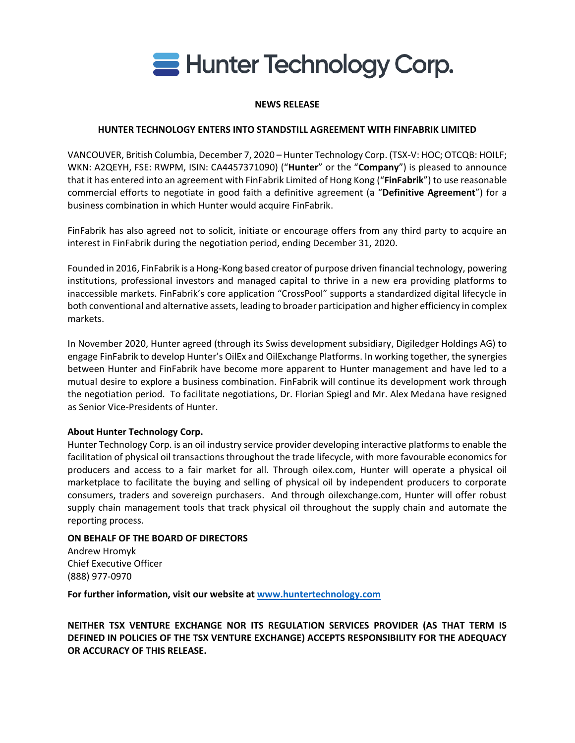# Hunter Technology Corp.

**NEWS RELEASE**

**HUNTER TECHNOLOGY ENTERS INTO STANDSTILL AGREEMENT WITH FINFABRIK LIMITED**

VANCOUVER, British Columbia, December 7, 2020 – Hunter Technology Corp. (TSX-V: HOC; OTCQB: HOILF; WKN: A2QEYH, FSE: RWPM, ISIN: CA4457371090) ("**Hunter**" or the "**Company**") is pleased to announce that it has entered into an agreement with FinFabrik Limited of Hong Kong ("**FinFabrik**") to use reasonable commercial efforts to negotiate in good faith a definitive agreement (a "**Definitive Agreement**") for a business combination in which Hunter would acquire FinFabrik.

FinFabrik has also agreed not to solicit, initiate or encourage offers from any third party to acquire an interest in FinFabrik during the negotiation period, ending December 31, 2020.

Founded in 2016, FinFabrik is a Hong-Kong based creator of purpose driven financial technology, powering institutions, professional investors and managed capital to thrive in a new era providing platforms to inaccessible markets. FinFabrik's core application "CrossPool" supports a standardized digital lifecycle in both conventional and alternative assets, leading to broader participation and higher efficiency in complex markets.

In November 2020, Hunter agreed (through its Swiss development subsidiary, Digiledger Holdings AG) to engage FinFabrik to develop Hunter's OilEx and OilExchange Platforms. In working together, the synergies between Hunter and FinFabrik have become more apparent to Hunter management and have led to a mutual desire to explore a business combination. FinFabrik will continue its development work through the negotiation period. To facilitate negotiations, Dr. Florian Spiegl and Mr. Alex Medana have resigned as Senior Vice-Presidents of Hunter.

**About Hunter Technology Corp.**

Hunter Technology Corp. is an oil industry service provider developing interactive platforms to enable the facilitation of physical oil transactions throughout the trade lifecycle, with more favourable economics for producers and access to a fair market for all. Through oilex.com, Hunter will operate a physical oil marketplace to facilitate the buying and selling of physical oil by independent producers to corporate consumers, traders and sovereign purchasers. And through oilexchange.com, Hunter will offer robust supply chain management tools that track physical oil throughout the supply chain and automate the reporting process.

**ON BEHALF OF THE BOARD OF DIRECTORS**
Andrew Hromyk
Chief Executive Officer
(888) 977-0970

**For further information, visit our website at [www.huntertechnology.com](www.huntertechnology.com)**

**NEITHER TSX VENTURE EXCHANGE NOR ITS REGULATION SERVICES PROVIDER (AS THAT TERM IS DEFINED IN POLICIES OF THE TSX VENTURE EXCHANGE) ACCEPTS RESPONSIBILITY FOR THE ADEQUACY OR ACCURACY OF THIS RELEASE.**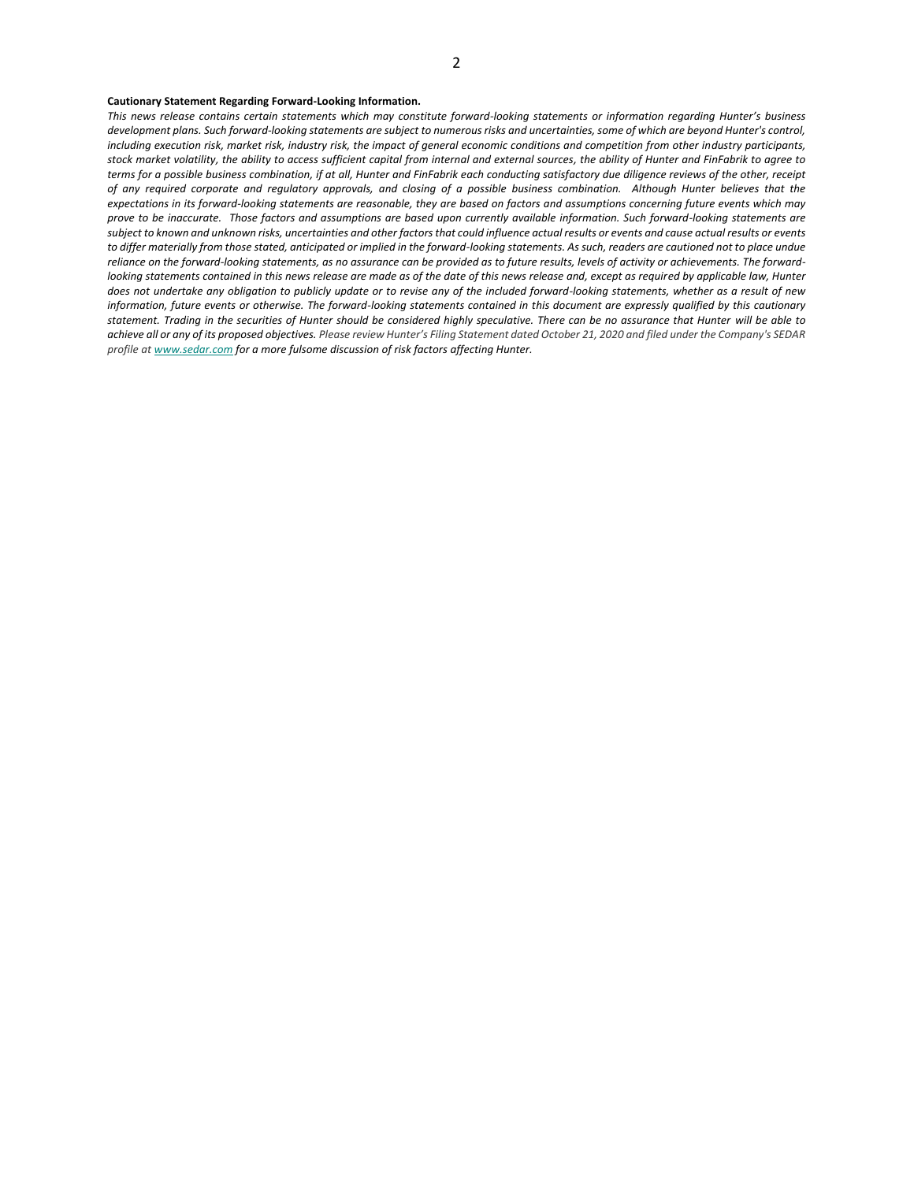**Cautionary Statement Regarding Forward-Looking Information.**

*This news release contains certain statements which may constitute forward-looking statements or information regarding Hunter's business development plans. Such forward-looking statements are subject to numerous risks and uncertainties, some of which are beyond Hunter's control, including execution risk, market risk, industry risk, the impact of general economic conditions and competition from other industry participants, stock market volatility, the ability to access sufficient capital from internal and external sources, the ability of Hunter and FinFabrik to agree to terms for a possible business combination, if at all, Hunter and FinFabrik each conducting satisfactory due diligence reviews of the other, receipt of any required corporate and regulatory approvals, and closing of a possible business combination. Although Hunter believes that the expectations in its forward-looking statements are reasonable, they are based on factors and assumptions concerning future events which may prove to be inaccurate. Those factors and assumptions are based upon currently available information. Such forward-looking statements are subject to known and unknown risks, uncertainties and other factors that could influence actual results or events and cause actual results or events to differ materially from those stated, anticipated or implied in the forward-looking statements. As such, readers are cautioned not to place undue reliance on the forward-looking statements, as no assurance can be provided as to future results, levels of activity or achievements. The forward-looking statements contained in this news release are made as of the date of this news release and, except as required by applicable law, Hunter does not undertake any obligation to publicly update or to revise any of the included forward-looking statements, whether as a result of new information, future events or otherwise. The forward-looking statements contained in this document are expressly qualified by this cautionary statement. Trading in the securities of Hunter should be considered highly speculative. There can be no assurance that Hunter will be able to achieve all or any of its proposed objectives. Please review Hunter's Filing Statement dated October 21, 2020 and filed under the Company's SEDAR profile at www.sedar.com for a more fulsome discussion of risk factors affecting Hunter.*